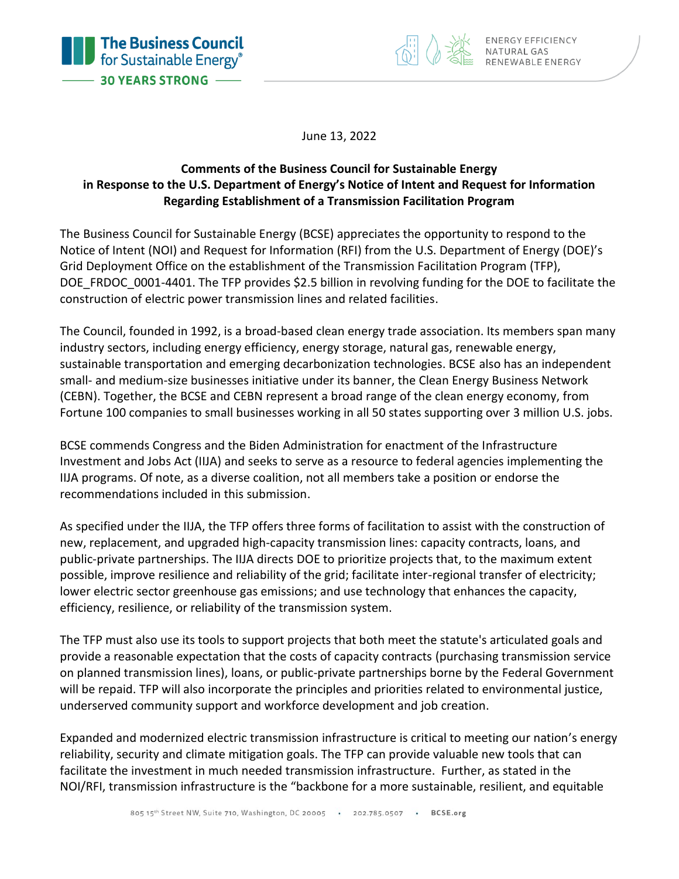June 13, 2022

**Comments of the Business Council for Sustainable Energy in Response to the U.S. Department of Energy's Notice of Intent and Request for Information Regarding Establishment of a Transmission Facilitation Program**

The Business Council for Sustainable Energy (BCSE) appreciates the opportunity to respond to the Notice of Intent (NOI) and Request for Information (RFI) from the U.S. Department of Energy (DOE)'s Grid Deployment Office on the establishment of the Transmission Facilitation Program (TFP), DOE_FRDOC_0001-4401. The TFP provides $2.5 billion in revolving funding for the DOE to facilitate the construction of electric power transmission lines and related facilities.

The Council, founded in 1992, is a broad-based clean energy trade association. Its members span many industry sectors, including energy efficiency, energy storage, natural gas, renewable energy, sustainable transportation and emerging decarbonization technologies. BCSE also has an independent small- and medium-size businesses initiative under its banner, the Clean Energy Business Network (CEBN). Together, the BCSE and CEBN represent a broad range of the clean energy economy, from Fortune 100 companies to small businesses working in all 50 states supporting over 3 million U.S. jobs.

BCSE commends Congress and the Biden Administration for enactment of the Infrastructure Investment and Jobs Act (IIJA) and seeks to serve as a resource to federal agencies implementing the IIJA programs. Of note, as a diverse coalition, not all members take a position or endorse the recommendations included in this submission.

As specified under the IIJA, the TFP offers three forms of facilitation to assist with the construction of new, replacement, and upgraded high-capacity transmission lines: capacity contracts, loans, and public-private partnerships. The IIJA directs DOE to prioritize projects that, to the maximum extent possible, improve resilience and reliability of the grid; facilitate inter-regional transfer of electricity; lower electric sector greenhouse gas emissions; and use technology that enhances the capacity, efficiency, resilience, or reliability of the transmission system.

The TFP must also use its tools to support projects that both meet the statute's articulated goals and provide a reasonable expectation that the costs of capacity contracts (purchasing transmission service on planned transmission lines), loans, or public-private partnerships borne by the Federal Government will be repaid. TFP will also incorporate the principles and priorities related to environmental justice, underserved community support and workforce development and job creation.

Expanded and modernized electric transmission infrastructure is critical to meeting our nation's energy reliability, security and climate mitigation goals. The TFP can provide valuable new tools that can facilitate the investment in much needed transmission infrastructure. Further, as stated in the NOI/RFI, transmission infrastructure is the "backbone for a more sustainable, resilient, and equitable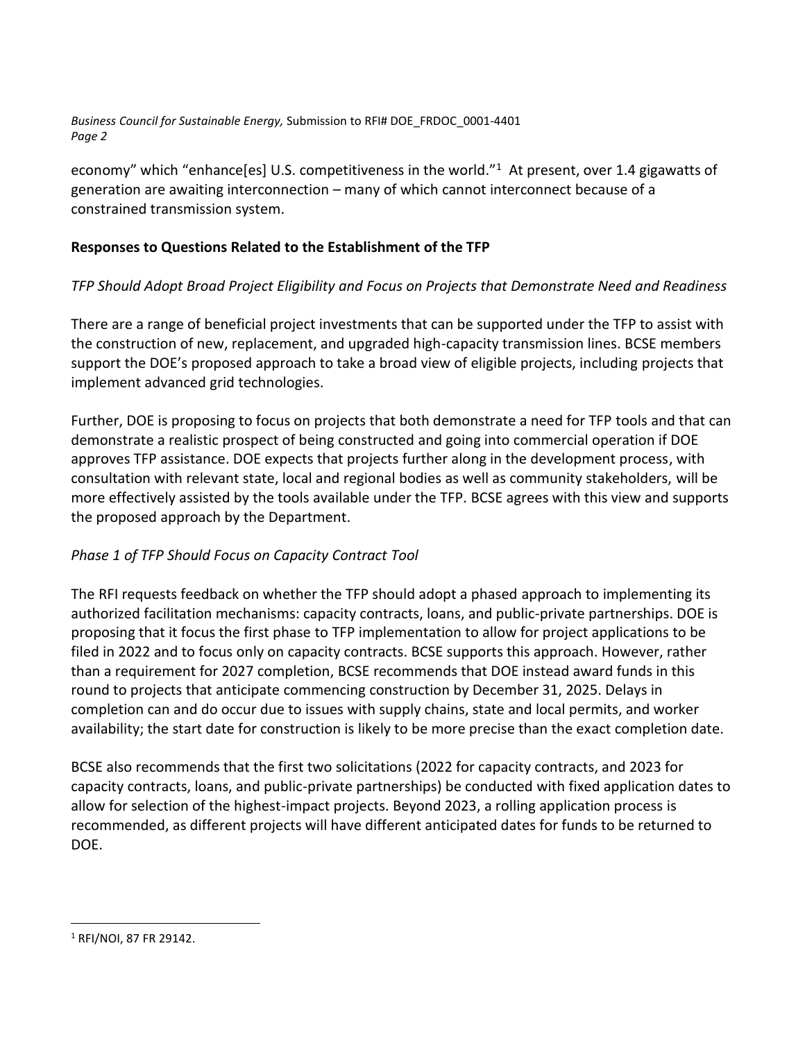economy" which "enhance[es] U.S. competitiveness in the world."[1] At present, over 1.4 gigawatts of generation are awaiting interconnection – many of which cannot interconnect because of a constrained transmission system.

**Responses to Questions Related to the Establishment of the TFP**

*TFP Should Adopt Broad Project Eligibility and Focus on Projects that Demonstrate Need and Readiness*

There are a range of beneficial project investments that can be supported under the TFP to assist with the construction of new, replacement, and upgraded high-capacity transmission lines. BCSE members support the DOE's proposed approach to take a broad view of eligible projects, including projects that implement advanced grid technologies.

Further, DOE is proposing to focus on projects that both demonstrate a need for TFP tools and that can demonstrate a realistic prospect of being constructed and going into commercial operation if DOE approves TFP assistance. DOE expects that projects further along in the development process, with consultation with relevant state, local and regional bodies as well as community stakeholders, will be more effectively assisted by the tools available under the TFP. BCSE agrees with this view and supports the proposed approach by the Department.

*Phase 1 of TFP Should Focus on Capacity Contract Tool*

The RFI requests feedback on whether the TFP should adopt a phased approach to implementing its authorized facilitation mechanisms: capacity contracts, loans, and public-private partnerships. DOE is proposing that it focus the first phase to TFP implementation to allow for project applications to be filed in 2022 and to focus only on capacity contracts. BCSE supports this approach. However, rather than a requirement for 2027 completion, BCSE recommends that DOE instead award funds in this round to projects that anticipate commencing construction by December 31, 2025. Delays in completion can and do occur due to issues with supply chains, state and local permits, and worker availability; the start date for construction is likely to be more precise than the exact completion date.

BCSE also recommends that the first two solicitations (2022 for capacity contracts, and 2023 for capacity contracts, loans, and public-private partnerships) be conducted with fixed application dates to allow for selection of the highest-impact projects. Beyond 2023, a rolling application process is recommended, as different projects will have different anticipated dates for funds to be returned to DOE.

[1] RFI/NOI, 87 FR 29142.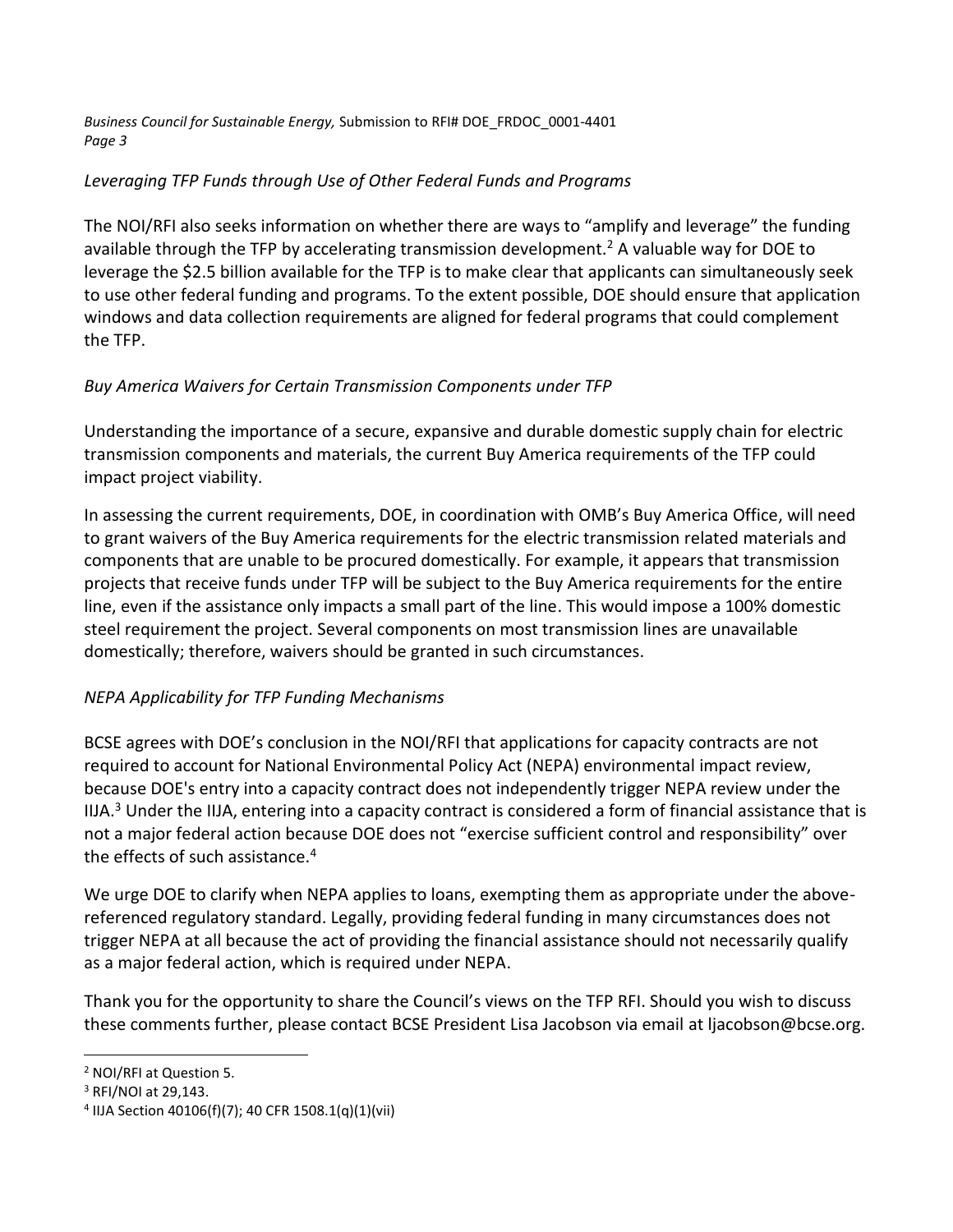*Leveraging TFP Funds through Use of Other Federal Funds and Programs*

The NOI/RFI also seeks information on whether there are ways to "amplify and leverage" the funding available through the TFP by accelerating transmission development.[2] A valuable way for DOE to leverage the $2.5 billion available for the TFP is to make clear that applicants can simultaneously seek to use other federal funding and programs. To the extent possible, DOE should ensure that application windows and data collection requirements are aligned for federal programs that could complement the TFP.

*Buy America Waivers for Certain Transmission Components under TFP*

Understanding the importance of a secure, expansive and durable domestic supply chain for electric transmission components and materials, the current Buy America requirements of the TFP could impact project viability.

In assessing the current requirements, DOE, in coordination with OMB's Buy America Office, will need to grant waivers of the Buy America requirements for the electric transmission related materials and components that are unable to be procured domestically. For example, it appears that transmission projects that receive funds under TFP will be subject to the Buy America requirements for the entire line, even if the assistance only impacts a small part of the line. This would impose a 100% domestic steel requirement the project. Several components on most transmission lines are unavailable domestically; therefore, waivers should be granted in such circumstances.

*NEPA Applicability for TFP Funding Mechanisms*

BCSE agrees with DOE's conclusion in the NOI/RFI that applications for capacity contracts are not required to account for National Environmental Policy Act (NEPA) environmental impact review, because DOE's entry into a capacity contract does not independently trigger NEPA review under the IIJA.[3] Under the IIJA, entering into a capacity contract is considered a form of financial assistance that is not a major federal action because DOE does not "exercise sufficient control and responsibility" over the effects of such assistance.[4]

We urge DOE to clarify when NEPA applies to loans, exempting them as appropriate under the above-referenced regulatory standard. Legally, providing federal funding in many circumstances does not trigger NEPA at all because the act of providing the financial assistance should not necessarily qualify as a major federal action, which is required under NEPA.

Thank you for the opportunity to share the Council's views on the TFP RFI. Should you wish to discuss these comments further, please contact BCSE President Lisa Jacobson via email at ljacobson@bcse.org.

---

[2] NOI/RFI at Question 5.

[3] RFI/NOI at 29,143.

[4] IIJA Section 40106(f)(7); 40 CFR 1508.1(q)(1)(vii)